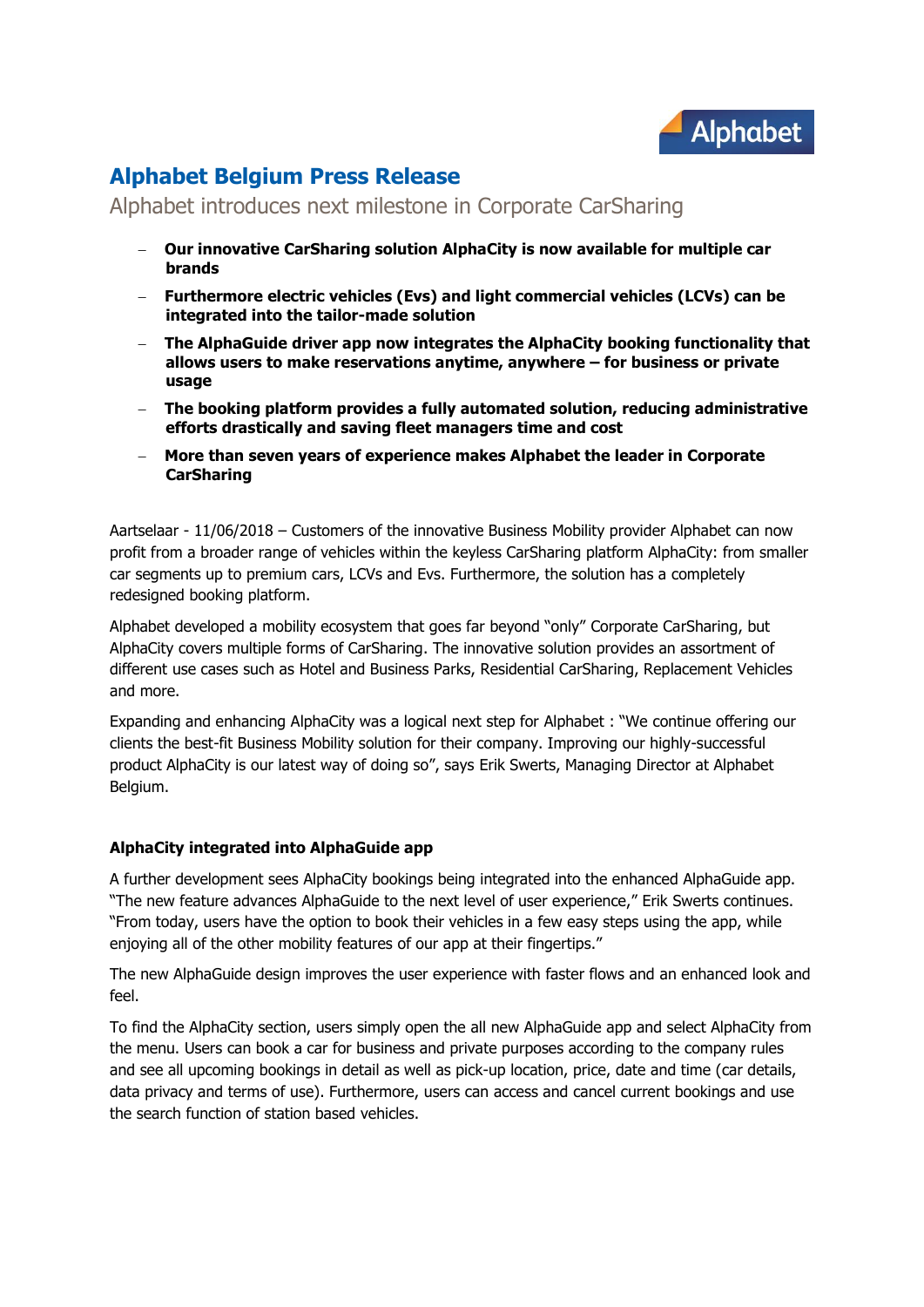# Alphabet Belgium Press Release

## Alphabet introduces next milestone in Corporate CarSharing

- **Our innovative CarSharing solution AlphaCity is now available for multiple car brands**
- **Furthermore electric vehicles (Evs) and light commercial vehicles (LCVs) can be integrated into the tailor-made solution**
- **The AlphaGuide driver app now integrates the AlphaCity booking functionality that allows users to make reservations anytime, anywhere – for business or private usage**
- **The booking platform provides a fully automated solution, reducing administrative efforts drastically and saving fleet managers time and cost**
- **More than seven years of experience makes Alphabet the leader in Corporate CarSharing**

Aartselaar - 11/06/2018 – Customers of the innovative Business Mobility provider Alphabet can now profit from a broader range of vehicles within the keyless CarSharing platform AlphaCity: from smaller car segments up to premium cars, LCVs and Evs. Furthermore, the solution has a completely redesigned booking platform.

Alphabet developed a mobility ecosystem that goes far beyond "only" Corporate CarSharing, but AlphaCity covers multiple forms of CarSharing. The innovative solution provides an assortment of different use cases such as Hotel and Business Parks, Residential CarSharing, Replacement Vehicles and more.

Expanding and enhancing AlphaCity was a logical next step for Alphabet : "We continue offering our clients the best-fit Business Mobility solution for their company. Improving our highly-successful product AlphaCity is our latest way of doing so", says Erik Swerts, Managing Director at Alphabet Belgium.

### AlphaCity integrated into AlphaGuide app

A further development sees AlphaCity bookings being integrated into the enhanced AlphaGuide app. "The new feature advances AlphaGuide to the next level of user experience," Erik Swerts continues. "From today, users have the option to book their vehicles in a few easy steps using the app, while enjoying all of the other mobility features of our app at their fingertips."

The new AlphaGuide design improves the user experience with faster flows and an enhanced look and feel.

To find the AlphaCity section, users simply open the all new AlphaGuide app and select AlphaCity from the menu. Users can book a car for business and private purposes according to the company rules and see all upcoming bookings in detail as well as pick-up location, price, date and time (car details, data privacy and terms of use). Furthermore, users can access and cancel current bookings and use the search function of station based vehicles.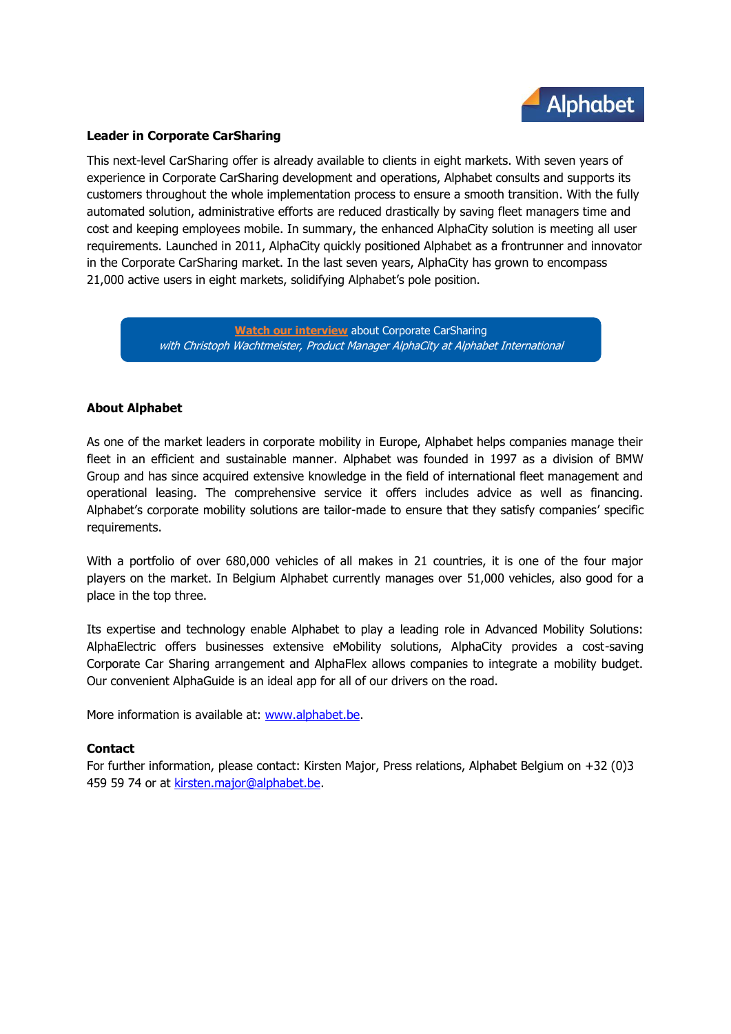**Leader in Corporate CarSharing**

This next-level CarSharing offer is already available to clients in eight markets. With seven years of experience in Corporate CarSharing development and operations, Alphabet consults and supports its customers throughout the whole implementation process to ensure a smooth transition. With the fully automated solution, administrative efforts are reduced drastically by saving fleet managers time and cost and keeping employees mobile. In summary, the enhanced AlphaCity solution is meeting all user requirements. Launched in 2011, AlphaCity quickly positioned Alphabet as a frontrunner and innovator in the Corporate CarSharing market. In the last seven years, AlphaCity has grown to encompass 21,000 active users in eight markets, solidifying Alphabet's pole position.

**Watch our interview** about Corporate CarSharing
*with Christoph Wachtmeister, Product Manager AlphaCity at Alphabet International*

**About Alphabet**

As one of the market leaders in corporate mobility in Europe, Alphabet helps companies manage their fleet in an efficient and sustainable manner. Alphabet was founded in 1997 as a division of BMW Group and has since acquired extensive knowledge in the field of international fleet management and operational leasing. The comprehensive service it offers includes advice as well as financing. Alphabet's corporate mobility solutions are tailor-made to ensure that they satisfy companies' specific requirements.

With a portfolio of over 680,000 vehicles of all makes in 21 countries, it is one of the four major players on the market. In Belgium Alphabet currently manages over 51,000 vehicles, also good for a place in the top three.

Its expertise and technology enable Alphabet to play a leading role in Advanced Mobility Solutions: AlphaElectric offers businesses extensive eMobility solutions, AlphaCity provides a cost-saving Corporate Car Sharing arrangement and AlphaFlex allows companies to integrate a mobility budget. Our convenient AlphaGuide is an ideal app for all of our drivers on the road.

More information is available at: www.alphabet.be.

**Contact**
For further information, please contact: Kirsten Major, Press relations, Alphabet Belgium on +32 (0)3 459 59 74 or at kirsten.major@alphabet.be.